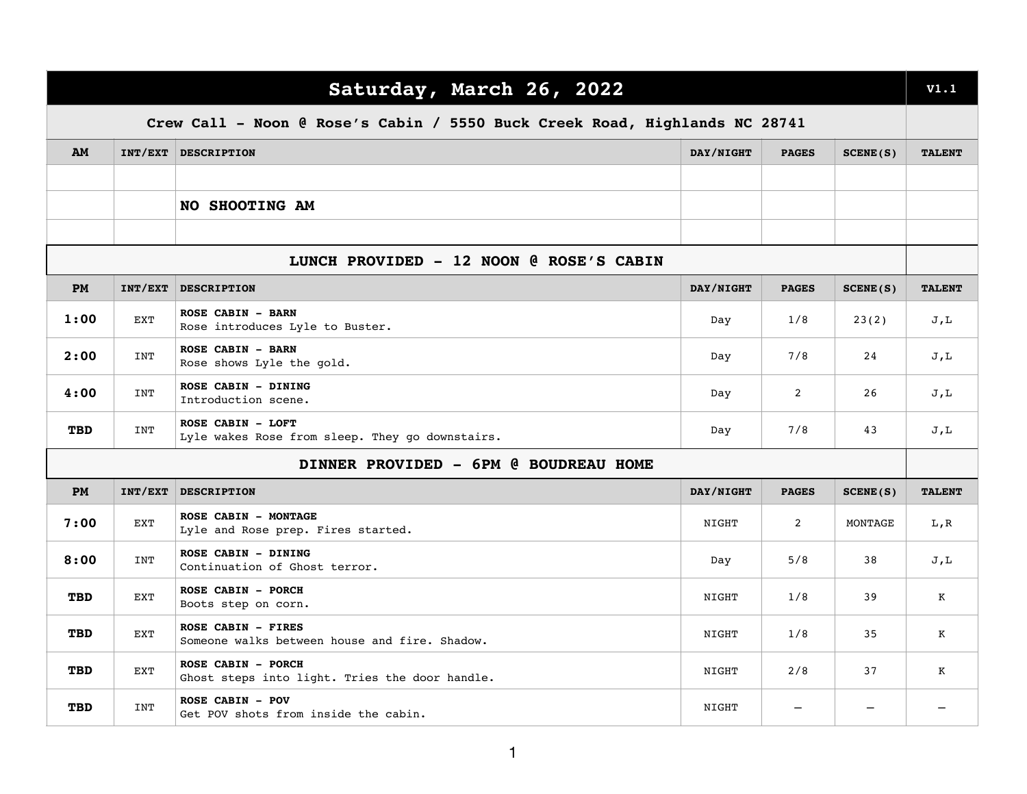# Saturday, March 26, 2022

V1.1

**Crew Call - Noon @ Rose's Cabin / 5550 Buck Creek Road, Highlands NC 28741**

| AM | INT/EXT | DESCRIPTION | DAY/NIGHT | PAGES | SCENE(S) | TALENT |
|---|---|---|---|---|---|---|
| | | | | | | |
| | | **NO SHOOTING AM** | | | | |
| | | | | | | |
| | | **LUNCH PROVIDED - 12 NOON @ ROSE'S CABIN** | | | | |
| **PM** | **INT/EXT** | **DESCRIPTION** | **DAY/NIGHT** | **PAGES** | **SCENE(S)** | **TALENT** |
| **1:00** | EXT | **ROSE CABIN - BARN**<br>Rose introduces Lyle to Buster. | Day | 1/8 | 23(2) | J,L |
| **2:00** | INT | **ROSE CABIN - BARN**<br>Rose shows Lyle the gold. | Day | 7/8 | 24 | J,L |
| **4:00** | INT | **ROSE CABIN - DINING**<br>Introduction scene. | Day | 2 | 26 | J,L |
| **TBD** | INT | **ROSE CABIN - LOFT**<br>Lyle wakes Rose from sleep. They go downstairs. | Day | 7/8 | 43 | J,L |
| | | **DINNER PROVIDED - 6PM @ BOUDREAU HOME** | | | | |
| **PM** | **INT/EXT** | **DESCRIPTION** | **DAY/NIGHT** | **PAGES** | **SCENE(S)** | **TALENT** |
| **7:00** | EXT | **ROSE CABIN - MONTAGE**<br>Lyle and Rose prep. Fires started. | NIGHT | 2 | MONTAGE | L,R |
| **8:00** | INT | **ROSE CABIN - DINING**<br>Continuation of Ghost terror. | Day | 5/8 | 38 | J,L |
| **TBD** | EXT | **ROSE CABIN - PORCH**<br>Boots step on corn. | NIGHT | 1/8 | 39 | K |
| **TBD** | EXT | **ROSE CABIN - FIRES**<br>Someone walks between house and fire. Shadow. | NIGHT | 1/8 | 35 | K |
| **TBD** | EXT | **ROSE CABIN - PORCH**<br>Ghost steps into light. Tries the door handle. | NIGHT | 2/8 | 37 | K |
| **TBD** | INT | **ROSE CABIN - POV**<br>Get POV shots from inside the cabin. | NIGHT | – | – | – |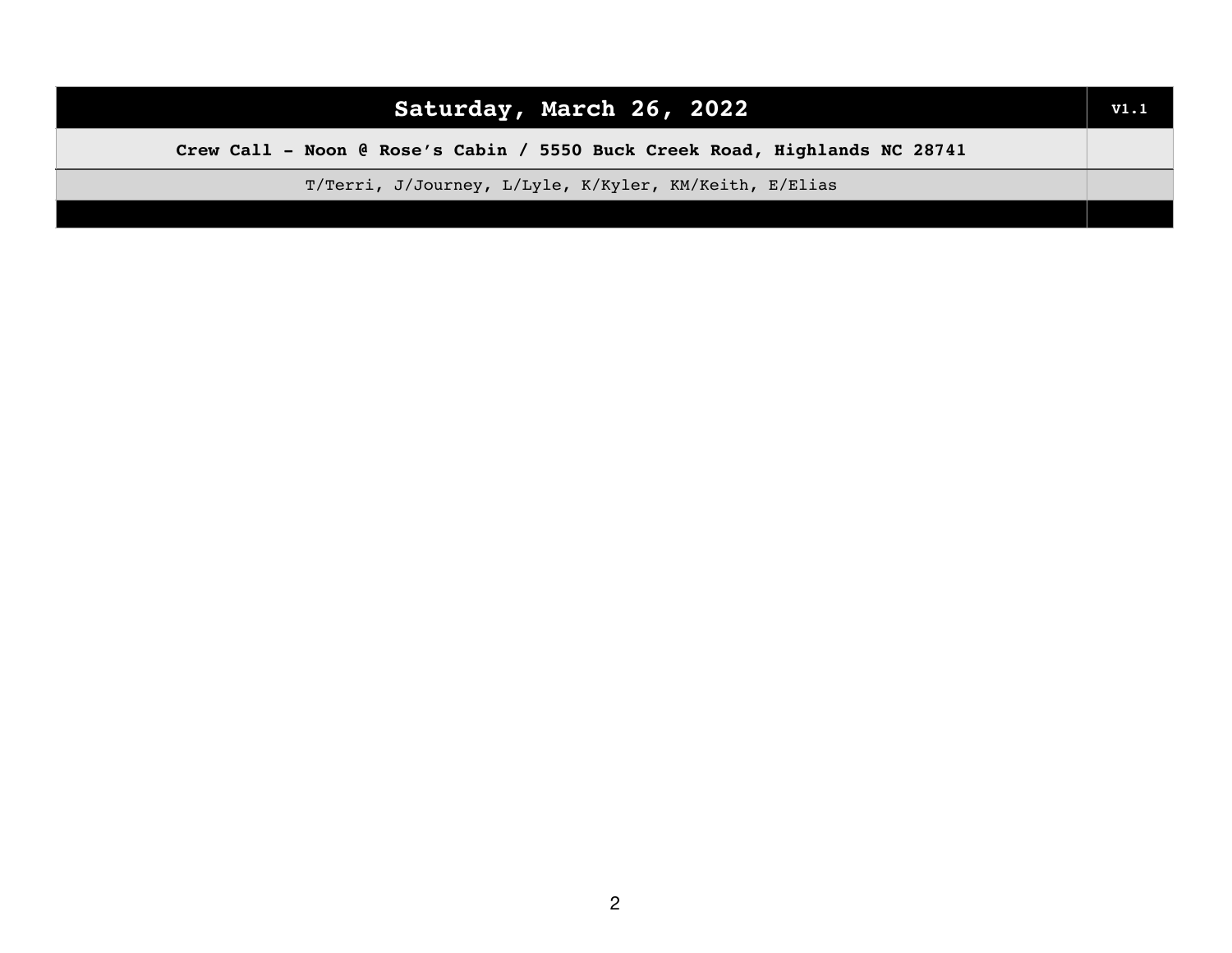| Saturday, March 26, 2022 | V1.1 |
|---|---|
| **Crew Call – Noon @ Rose's Cabin / 5550 Buck Creek Road, Highlands NC 28741** | |
| T/Terri, J/Journey, L/Lyle, K/Kyler, KM/Keith, E/Elias | |
| | |